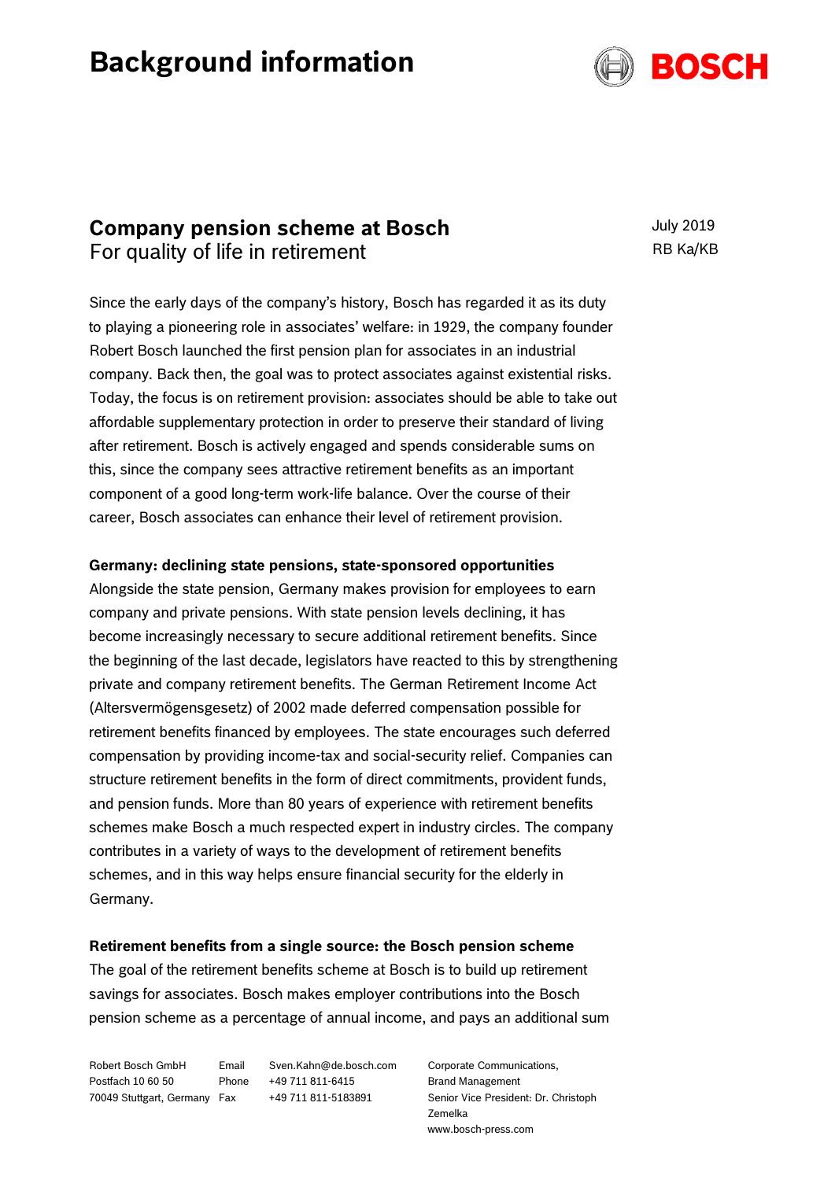# Background information

## Company pension scheme at Bosch
For quality of life in retirement

July 2019
RB Ka/KB

Since the early days of the company's history, Bosch has regarded it as its duty to playing a pioneering role in associates' welfare: in 1929, the company founder Robert Bosch launched the first pension plan for associates in an industrial company. Back then, the goal was to protect associates against existential risks. Today, the focus is on retirement provision: associates should be able to take out affordable supplementary protection in order to preserve their standard of living after retirement. Bosch is actively engaged and spends considerable sums on this, since the company sees attractive retirement benefits as an important component of a good long-term work-life balance. Over the course of their career, Bosch associates can enhance their level of retirement provision.

**Germany: declining state pensions, state-sponsored opportunities**

Alongside the state pension, Germany makes provision for employees to earn company and private pensions. With state pension levels declining, it has become increasingly necessary to secure additional retirement benefits. Since the beginning of the last decade, legislators have reacted to this by strengthening private and company retirement benefits. The German Retirement Income Act (Altersvermögensgesetz) of 2002 made deferred compensation possible for retirement benefits financed by employees. The state encourages such deferred compensation by providing income-tax and social-security relief. Companies can structure retirement benefits in the form of direct commitments, provident funds, and pension funds. More than 80 years of experience with retirement benefits schemes make Bosch a much respected expert in industry circles. The company contributes in a variety of ways to the development of retirement benefits schemes, and in this way helps ensure financial security for the elderly in Germany.

**Retirement benefits from a single source: the Bosch pension scheme**

The goal of the retirement benefits scheme at Bosch is to build up retirement savings for associates. Bosch makes employer contributions into the Bosch pension scheme as a percentage of annual income, and pays an additional sum

Robert Bosch GmbH
Postfach 10 60 50
70049 Stuttgart, Germany

Email Sven.Kahn@de.bosch.com
Phone +49 711 811-6415
Fax +49 711 811-5183891

Corporate Communications,
Brand Management
Senior Vice President: Dr. Christoph Zemelka
www.bosch-press.com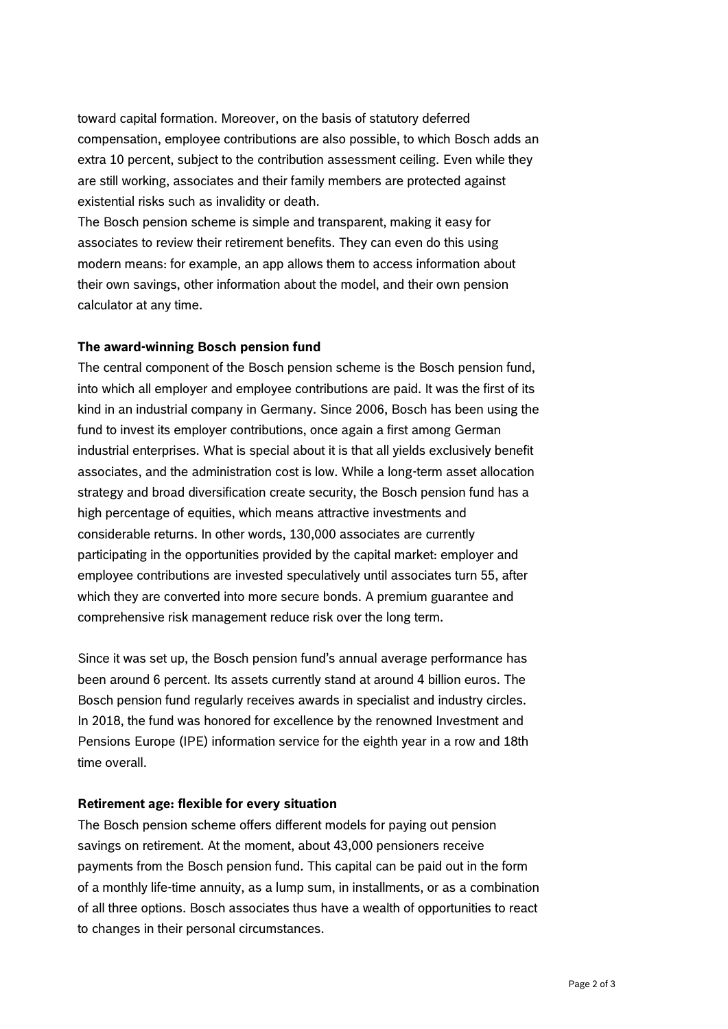toward capital formation. Moreover, on the basis of statutory deferred compensation, employee contributions are also possible, to which Bosch adds an extra 10 percent, subject to the contribution assessment ceiling. Even while they are still working, associates and their family members are protected against existential risks such as invalidity or death.

The Bosch pension scheme is simple and transparent, making it easy for associates to review their retirement benefits. They can even do this using modern means: for example, an app allows them to access information about their own savings, other information about the model, and their own pension calculator at any time.

**The award-winning Bosch pension fund**

The central component of the Bosch pension scheme is the Bosch pension fund, into which all employer and employee contributions are paid. It was the first of its kind in an industrial company in Germany. Since 2006, Bosch has been using the fund to invest its employer contributions, once again a first among German industrial enterprises. What is special about it is that all yields exclusively benefit associates, and the administration cost is low. While a long-term asset allocation strategy and broad diversification create security, the Bosch pension fund has a high percentage of equities, which means attractive investments and considerable returns. In other words, 130,000 associates are currently participating in the opportunities provided by the capital market: employer and employee contributions are invested speculatively until associates turn 55, after which they are converted into more secure bonds. A premium guarantee and comprehensive risk management reduce risk over the long term.

Since it was set up, the Bosch pension fund's annual average performance has been around 6 percent. Its assets currently stand at around 4 billion euros. The Bosch pension fund regularly receives awards in specialist and industry circles. In 2018, the fund was honored for excellence by the renowned Investment and Pensions Europe (IPE) information service for the eighth year in a row and 18th time overall.

**Retirement age: flexible for every situation**

The Bosch pension scheme offers different models for paying out pension savings on retirement. At the moment, about 43,000 pensioners receive payments from the Bosch pension fund. This capital can be paid out in the form of a monthly life-time annuity, as a lump sum, in installments, or as a combination of all three options. Bosch associates thus have a wealth of opportunities to react to changes in their personal circumstances.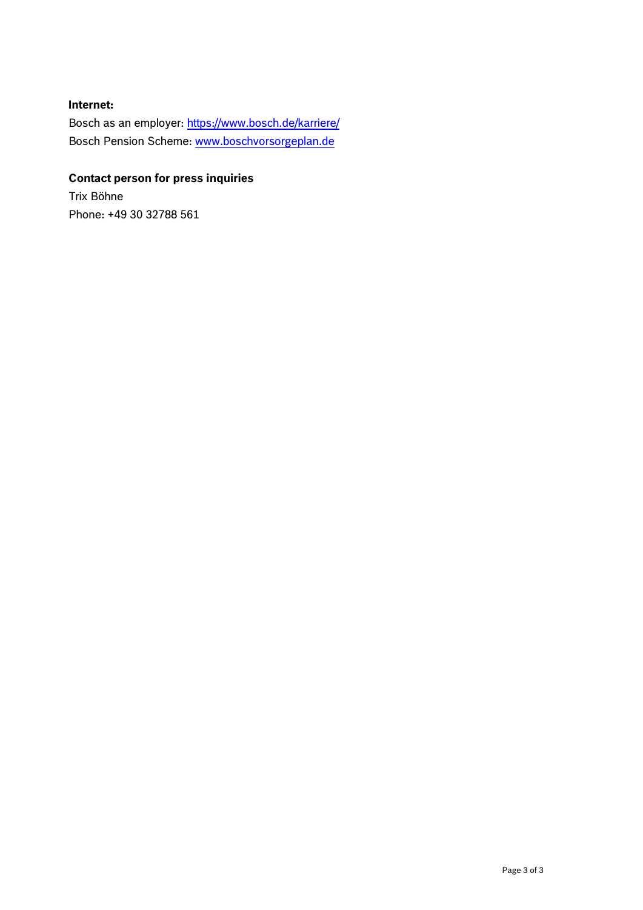**Internet:**

Bosch as an employer: https://www.bosch.de/karriere/
Bosch Pension Scheme: www.boschvorsorgeplan.de

**Contact person for press inquiries**

Trix Böhne
Phone: +49 30 32788 561